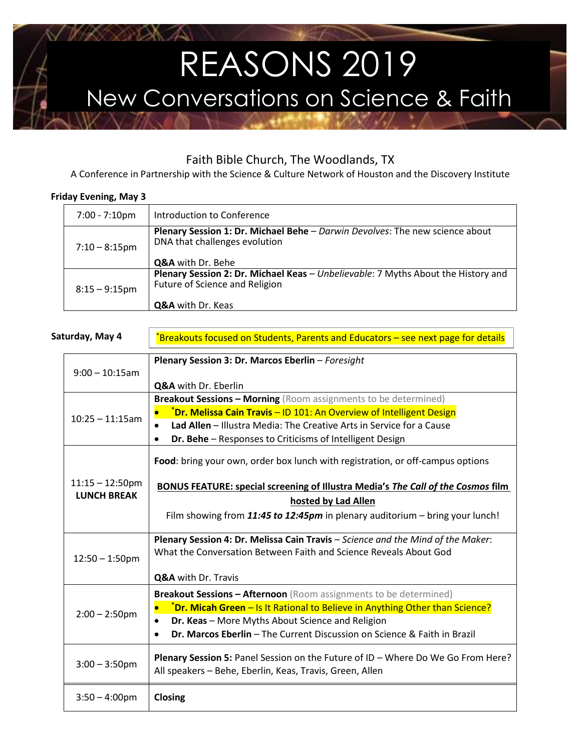# REASONS 2019

## New Conversations on Science & Faith

Faith Bible Church, The Woodlands, TX

A Conference in Partnership with the Science & Culture Network of Houston and the Discovery Institute

**Friday Evening, May 3**

| | |
|---|---|
| 7:00 - 7:10pm | Introduction to Conference |
| 7:10 – 8:15pm | **Plenary Session 1: Dr. Michael Behe** – *Darwin Devolves*: The new science about DNA that challenges evolution<br><br>**Q&A** with Dr. Behe |
| 8:15 – 9:15pm | **Plenary Session 2: Dr. Michael Keas** – *Unbelievable*: 7 Myths About the History and Future of Science and Religion<br><br>**Q&A** with Dr. Keas |

**Saturday, May 4**

*Breakouts focused on Students, Parents and Educators – see next page for details

| | |
|---|---|
| 9:00 – 10:15am | **Plenary Session 3: Dr. Marcos Eberlin** – *Foresight*<br><br>**Q&A** with Dr. Eberlin |
| 10:25 – 11:15am | **Breakout Sessions – Morning** (Room assignments to be determined)<br>• ***Dr. Melissa Cain Travis** – ID 101: An Overview of Intelligent Design<br>• **Lad Allen** – Illustra Media: The Creative Arts in Service for a Cause<br>• **Dr. Behe** – Responses to Criticisms of Intelligent Design |
| 11:15 – 12:50pm<br>**LUNCH BREAK** | **Food**: bring your own, order box lunch with registration, or off-campus options<br><br>**BONUS FEATURE: special screening of Illustra Media's *The Call of the Cosmos* film hosted by Lad Allen**<br>Film showing from ***11:45 to 12:45pm*** in plenary auditorium – bring your lunch! |
| 12:50 – 1:50pm | **Plenary Session 4: Dr. Melissa Cain Travis** – *Science and the Mind of the Maker*: What the Conversation Between Faith and Science Reveals About God<br><br>**Q&A** with Dr. Travis |
| 2:00 – 2:50pm | **Breakout Sessions – Afternoon** (Room assignments to be determined)<br>• ***Dr. Micah Green** – Is It Rational to Believe in Anything Other than Science?<br>• **Dr. Keas** – More Myths About Science and Religion<br>• **Dr. Marcos Eberlin** – The Current Discussion on Science & Faith in Brazil |
| 3:00 – 3:50pm | **Plenary Session 5:** Panel Session on the Future of ID – Where Do We Go From Here? All speakers – Behe, Eberlin, Keas, Travis, Green, Allen |
| 3:50 – 4:00pm | **Closing** |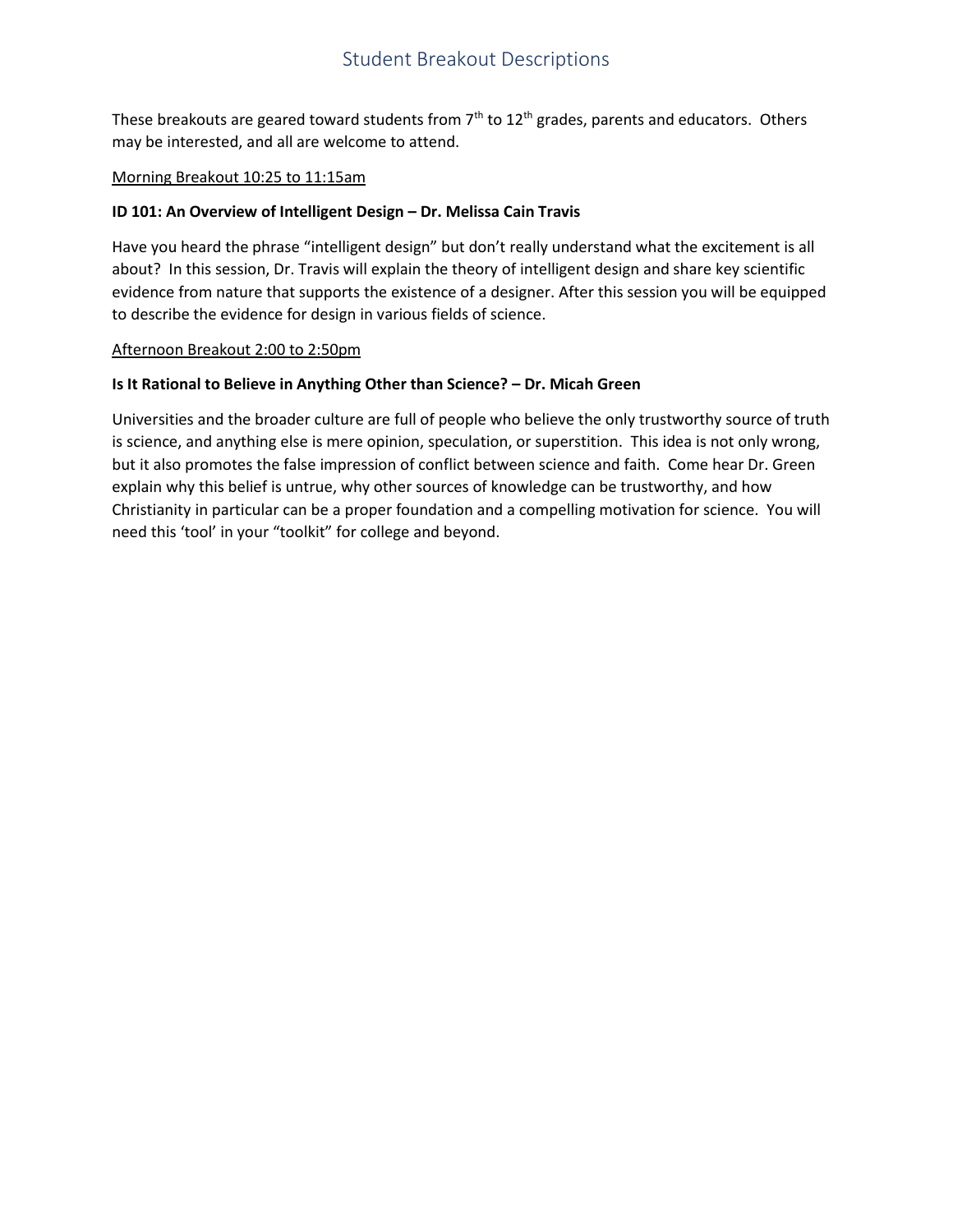# Student Breakout Descriptions

These breakouts are geared toward students from 7th to 12th grades, parents and educators. Others may be interested, and all are welcome to attend.

Morning Breakout 10:25 to 11:15am

**ID 101: An Overview of Intelligent Design – Dr. Melissa Cain Travis**

Have you heard the phrase "intelligent design" but don't really understand what the excitement is all about? In this session, Dr. Travis will explain the theory of intelligent design and share key scientific evidence from nature that supports the existence of a designer. After this session you will be equipped to describe the evidence for design in various fields of science.

Afternoon Breakout 2:00 to 2:50pm

**Is It Rational to Believe in Anything Other than Science? – Dr. Micah Green**

Universities and the broader culture are full of people who believe the only trustworthy source of truth is science, and anything else is mere opinion, speculation, or superstition. This idea is not only wrong, but it also promotes the false impression of conflict between science and faith. Come hear Dr. Green explain why this belief is untrue, why other sources of knowledge can be trustworthy, and how Christianity in particular can be a proper foundation and a compelling motivation for science. You will need this 'tool' in your "toolkit" for college and beyond.